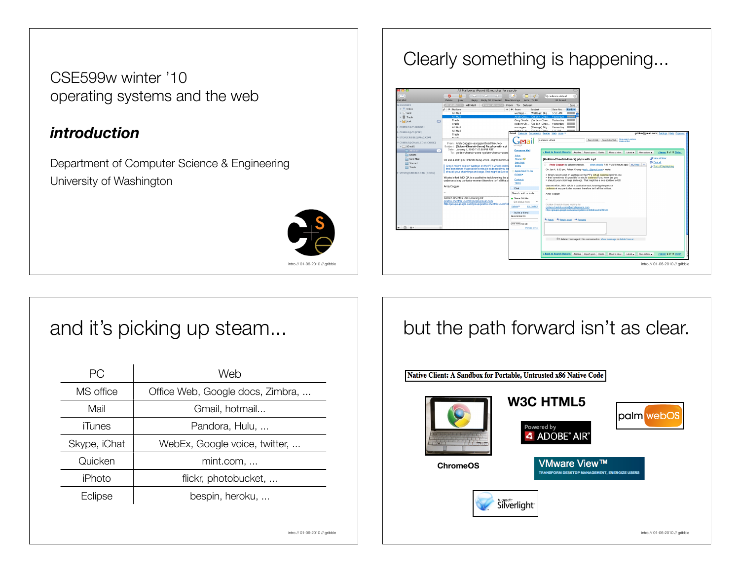# CSE599w winter '10
# operating systems and the web

## *introduction*

Department of Computer Science & Engineering

University of Washington

## Clearly something is happening...

## and it's picking up steam...

| PC | Web |
|---|---|
| MS office | Office Web, Google docs, Zimbra, ... |
| Mail | Gmail, hotmail... |
| iTunes | Pandora, Hulu, ... |
| Skype, iChat | WebEx, Google voice, twitter, ... |
| Quicken | mint.com, ... |
| iPhoto | flickr, photobucket, ... |
| Eclipse | bespin, heroku, ... |

## but the path forward isn't as clear.

**Native Client: A Sandbox for Portable, Untrusted x86 Native Code**

**W3C HTML5**

Powered by ADOBE® AIR®

palm webOS

**ChromeOS**

VMware View™ TRANSFORM DESKTOP MANAGEMENT, ENERGIZE USERS

Microsoft® Silverlight™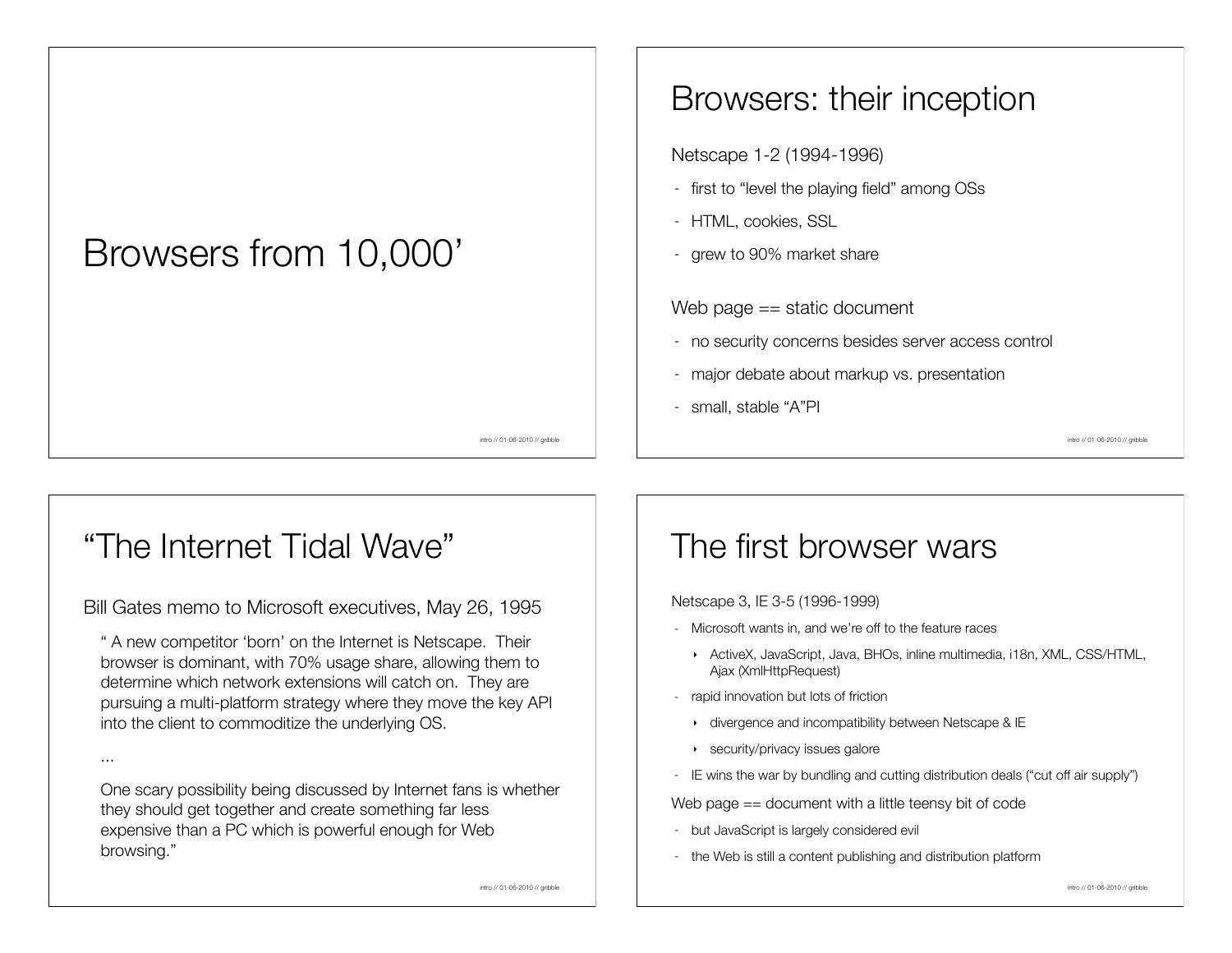# Browsers from 10,000'

# Browsers: their inception

Netscape 1-2 (1994-1996)

- first to "level the playing field" among OSs
- HTML, cookies, SSL
- grew to 90% market share

Web page == static document

- no security concerns besides server access control
- major debate about markup vs. presentation
- small, stable "A"PI

# "The Internet Tidal Wave"

Bill Gates memo to Microsoft executives, May 26, 1995

> " A new competitor 'born' on the Internet is Netscape. Their browser is dominant, with 70% usage share, allowing them to determine which network extensions will catch on. They are pursuing a multi-platform strategy where they move the key API into the client to commoditize the underlying OS.
>
> ...
>
> One scary possibility being discussed by Internet fans is whether they should get together and create something far less expensive than a PC which is powerful enough for Web browsing."

# The first browser wars

Netscape 3, IE 3-5 (1996-1999)

- Microsoft wants in, and we're off to the feature races
  - ActiveX, JavaScript, Java, BHOs, inline multimedia, i18n, XML, CSS/HTML, Ajax (XmlHttpRequest)
- rapid innovation but lots of friction
  - divergence and incompatibility between Netscape & IE
  - security/privacy issues galore
- IE wins the war by bundling and cutting distribution deals ("cut off air supply")

Web page == document with a little teensy bit of code

- but JavaScript is largely considered evil
- the Web is still a content publishing and distribution platform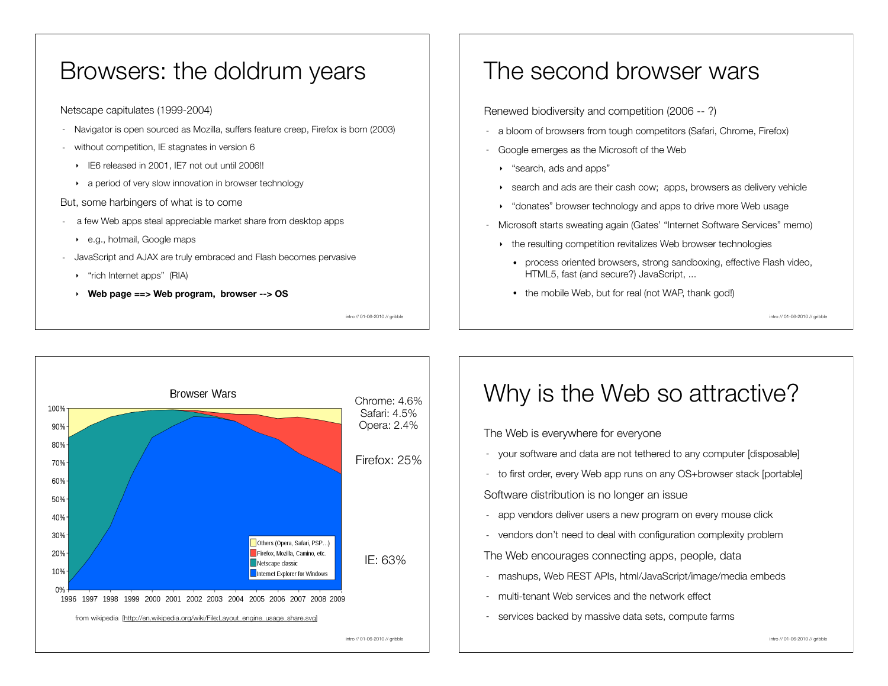# Browsers: the doldrum years

Netscape capitulates (1999-2004)

- Navigator is open sourced as Mozilla, suffers feature creep, Firefox is born (2003)
- without competition, IE stagnates in version 6
  - IE6 released in 2001, IE7 not out until 2006!!
  - a period of very slow innovation in browser technology

But, some harbingers of what is to come

- a few Web apps steal appreciable market share from desktop apps
  - e.g., hotmail, Google maps
- JavaScript and AJAX are truly embraced and Flash becomes pervasive
  - "rich Internet apps" (RIA)
  - **Web page ==> Web program, browser --> OS**

# The second browser wars

Renewed biodiversity and competition (2006 -- ?)

- a bloom of browsers from tough competitors (Safari, Chrome, Firefox)
- Google emerges as the Microsoft of the Web
  - "search, ads and apps"
  - search and ads are their cash cow; apps, browsers as delivery vehicle
  - "donates" browser technology and apps to drive more Web usage
- Microsoft starts sweating again (Gates' "Internet Software Services" memo)
  - the resulting competition revitalizes Web browser technologies
    - process oriented browsers, strong sandboxing, effective Flash video, HTML5, fast (and secure?) JavaScript, ...
    - the mobile Web, but for real (not WAP, thank god!)

Browser Wars

Legend: Others (Opera, Safari, PSP...); Firefox, Mozilla, Camino, etc.; Netscape classic; Internet Explorer for Windows

Chrome: 4.6%
Safari: 4.5%
Opera: 2.4%

Firefox: 25%

IE: 63%

from wikipedia [http://en.wikipedia.org/wiki/File:Layout_engine_usage_share.svg]

# Why is the Web so attractive?

The Web is everywhere for everyone

- your software and data are not tethered to any computer [disposable]
- to first order, every Web app runs on any OS+browser stack [portable]

Software distribution is no longer an issue

- app vendors deliver users a new program on every mouse click
- vendors don't need to deal with configuration complexity problem

The Web encourages connecting apps, people, data

- mashups, Web REST APIs, html/JavaScript/image/media embeds
- multi-tenant Web services and the network effect
- services backed by massive data sets, compute farms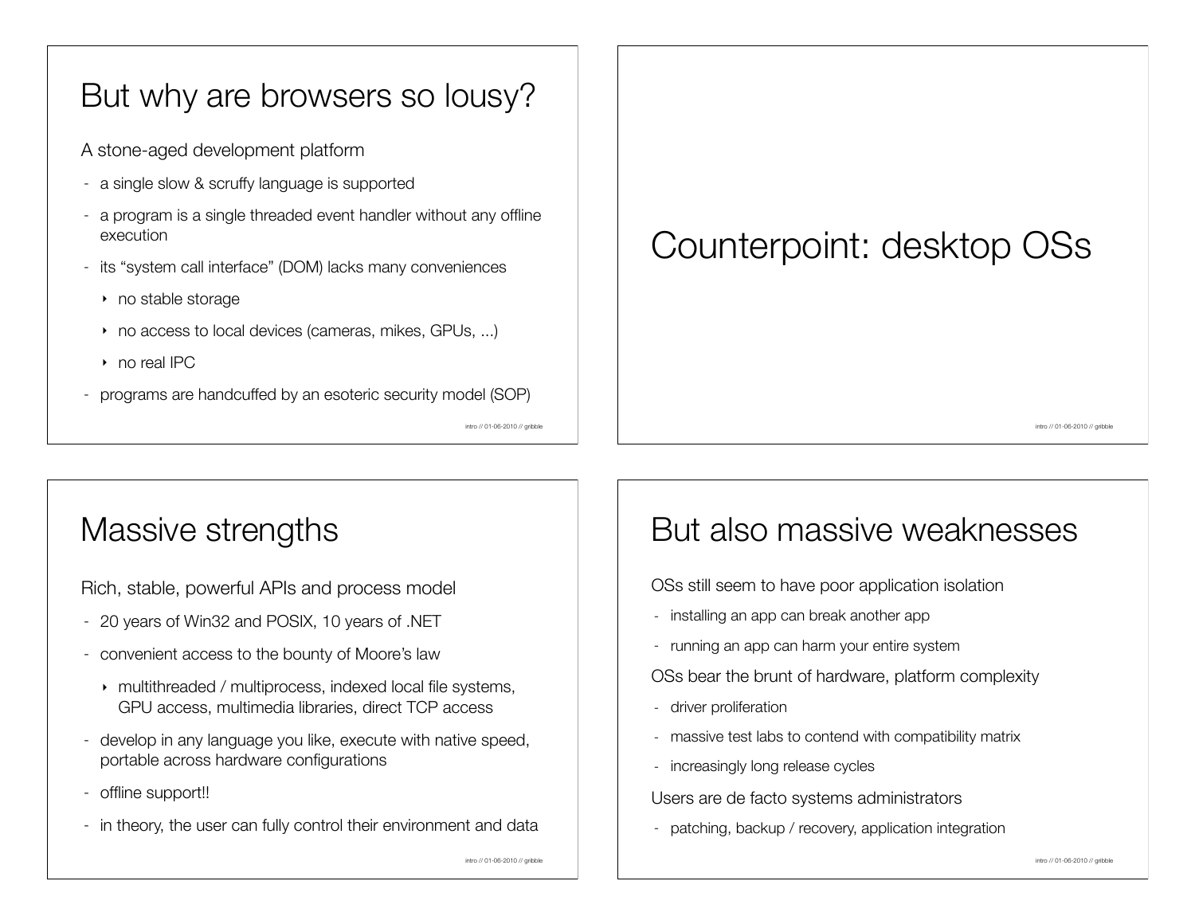# But why are browsers so lousy?

A stone-aged development platform

- a single slow & scruffy language is supported
- a program is a single threaded event handler without any offline execution
- its “system call interface” (DOM) lacks many conveniences
  - no stable storage
  - no access to local devices (cameras, mikes, GPUs, ...)
  - no real IPC
- programs are handcuffed by an esoteric security model (SOP)

# Counterpoint: desktop OSs

# Massive strengths

Rich, stable, powerful APIs and process model

- 20 years of Win32 and POSIX, 10 years of .NET
- convenient access to the bounty of Moore’s law
  - multithreaded / multiprocess, indexed local file systems, GPU access, multimedia libraries, direct TCP access
- develop in any language you like, execute with native speed, portable across hardware configurations
- offline support!!
- in theory, the user can fully control their environment and data

# But also massive weaknesses

OSs still seem to have poor application isolation

- installing an app can break another app
- running an app can harm your entire system

OSs bear the brunt of hardware, platform complexity

- driver proliferation
- massive test labs to contend with compatibility matrix
- increasingly long release cycles

Users are de facto systems administrators

- patching, backup / recovery, application integration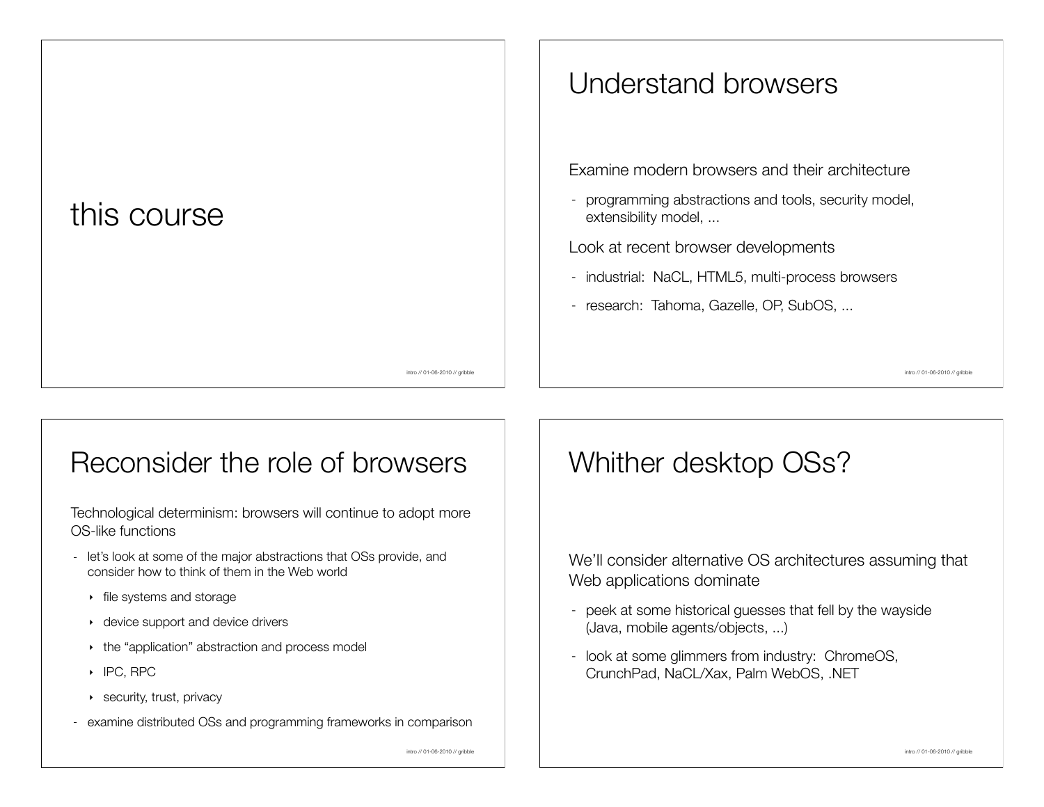# this course

# Understand browsers

Examine modern browsers and their architecture

- programming abstractions and tools, security model, extensibility model, ...

Look at recent browser developments

- industrial: NaCL, HTML5, multi-process browsers
- research: Tahoma, Gazelle, OP, SubOS, ...

# Reconsider the role of browsers

Technological determinism: browsers will continue to adopt more OS-like functions

- let's look at some of the major abstractions that OSs provide, and consider how to think of them in the Web world
  - file systems and storage
  - device support and device drivers
  - the "application" abstraction and process model
  - IPC, RPC
  - security, trust, privacy
- examine distributed OSs and programming frameworks in comparison

# Whither desktop OSs?

We'll consider alternative OS architectures assuming that Web applications dominate

- peek at some historical guesses that fell by the wayside (Java, mobile agents/objects, ...)
- look at some glimmers from industry: ChromeOS, CrunchPad, NaCL/Xax, Palm WebOS, .NET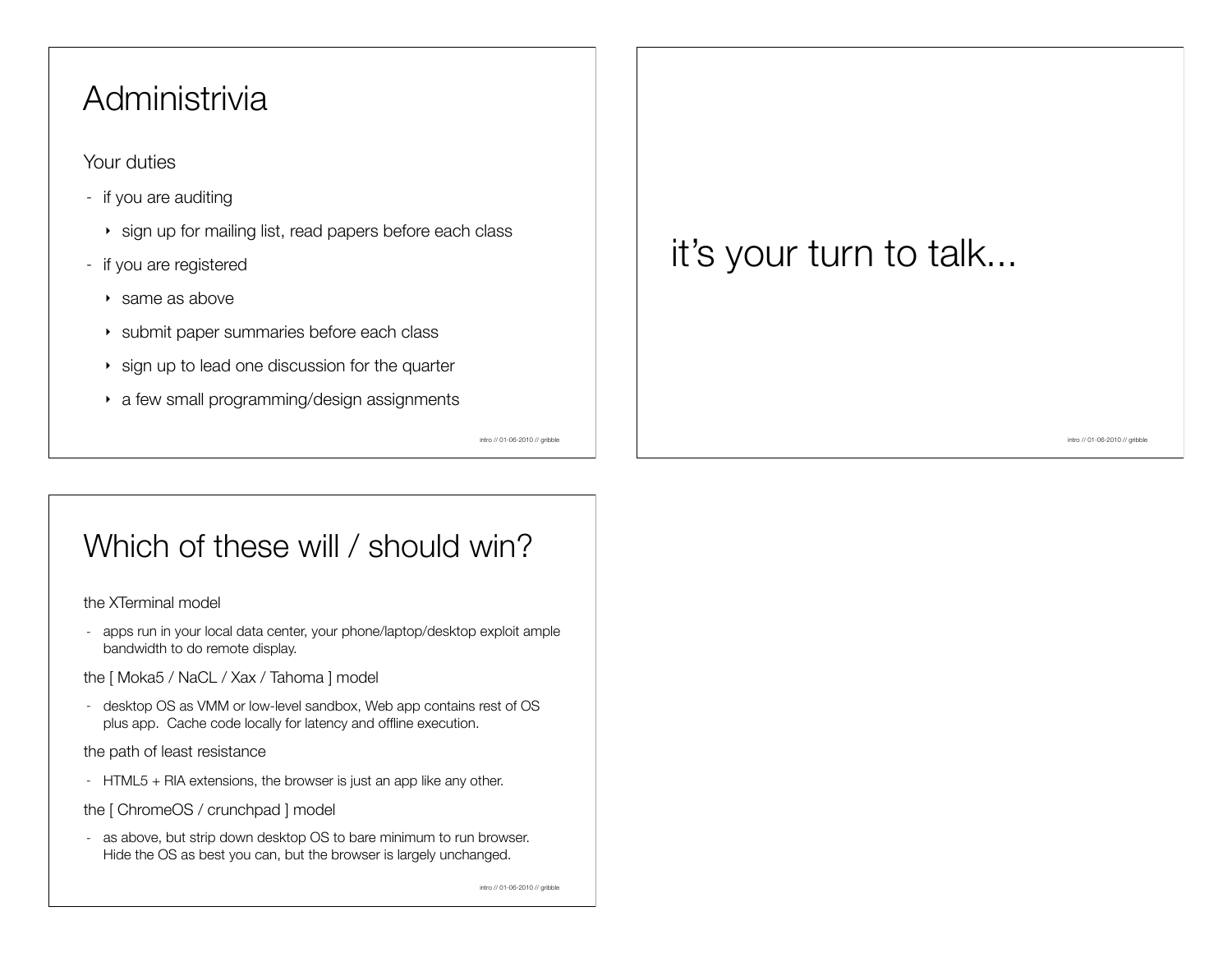# Administrivia

Your duties

- if you are auditing
  - sign up for mailing list, read papers before each class
- if you are registered
  - same as above
  - submit paper summaries before each class
  - sign up to lead one discussion for the quarter
  - a few small programming/design assignments

# it's your turn to talk...

# Which of these will / should win?

the XTerminal model

- apps run in your local data center, your phone/laptop/desktop exploit ample bandwidth to do remote display.

the [ Moka5 / NaCL / Xax / Tahoma ] model

- desktop OS as VMM or low-level sandbox, Web app contains rest of OS plus app. Cache code locally for latency and offline execution.

the path of least resistance

- HTML5 + RIA extensions, the browser is just an app like any other.

the [ ChromeOS / crunchpad ] model

- as above, but strip down desktop OS to bare minimum to run browser. Hide the OS as best you can, but the browser is largely unchanged.